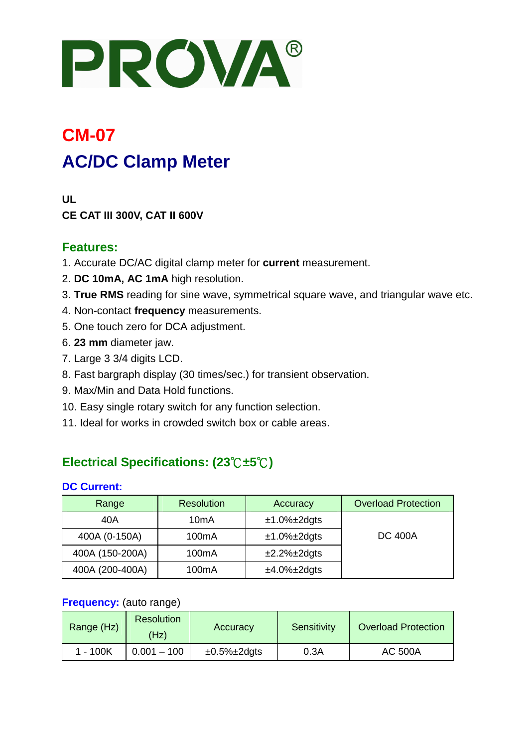# PROVA®

## CM-07

## AC/DC Clamp Meter

**UL**

**CE CAT III 300V, CAT II 600V**

### Features:

1. Accurate DC/AC digital clamp meter for **current** measurement.
2. **DC 10mA, AC 1mA** high resolution.
3. **True RMS** reading for sine wave, symmetrical square wave, and triangular wave etc.
4. Non-contact **frequency** measurements.
5. One touch zero for DCA adjustment.
6. **23 mm** diameter jaw.
7. Large 3 3/4 digits LCD.
8. Fast bargraph display (30 times/sec.) for transient observation.
9. Max/Min and Data Hold functions.
10. Easy single rotary switch for any function selection.
11. Ideal for works in crowded switch box or cable areas.

### Electrical Specifications: (23℃±5℃)

**DC Current:**

| Range | Resolution | Accuracy | Overload Protection |
|---|---|---|---|
| 40A | 10mA | ±1.0%±2dgts | DC 400A |
| 400A (0-150A) | 100mA | ±1.0%±2dgts | |
| 400A (150-200A) | 100mA | ±2.2%±2dgts | |
| 400A (200-400A) | 100mA | ±4.0%±2dgts | |

**Frequency:** (auto range)

| Range (Hz) | Resolution (Hz) | Accuracy | Sensitivity | Overload Protection |
|---|---|---|---|---|
| 1 - 100K | 0.001 – 100 | ±0.5%±2dgts | 0.3A | AC 500A |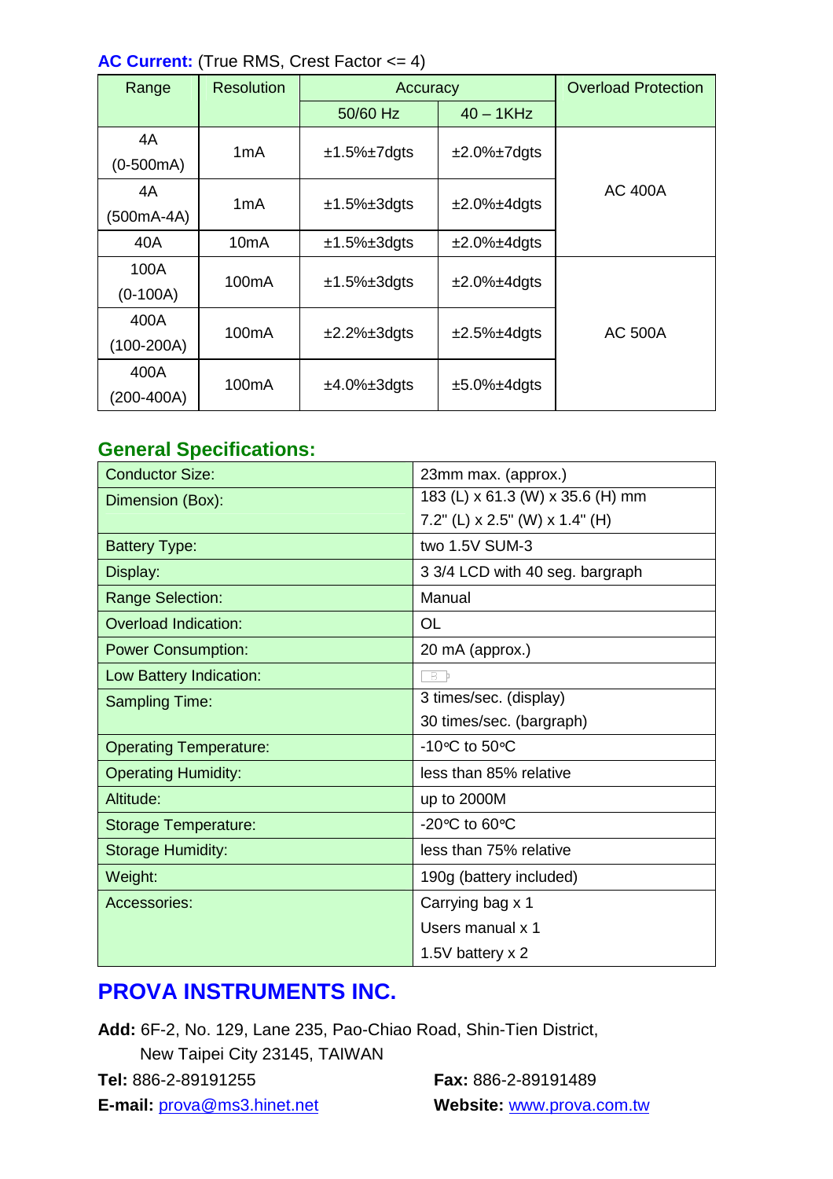**AC Current:** (True RMS, Crest Factor <= 4)

| Range | Resolution | Accuracy | | Overload Protection |
|---|---|---|---|---|
| | | 50/60 Hz | 40 – 1KHz | |
| 4A (0-500mA) | 1mA | ±1.5%±7dgts | ±2.0%±7dgts | AC 400A |
| 4A (500mA-4A) | 1mA | ±1.5%±3dgts | ±2.0%±4dgts | |
| 40A | 10mA | ±1.5%±3dgts | ±2.0%±4dgts | |
| 100A (0-100A) | 100mA | ±1.5%±3dgts | ±2.0%±4dgts | AC 500A |
| 400A (100-200A) | 100mA | ±2.2%±3dgts | ±2.5%±4dgts | |
| 400A (200-400A) | 100mA | ±4.0%±3dgts | ±5.0%±4dgts | |

## General Specifications:

| | |
|---|---|
| Conductor Size: | 23mm max. (approx.) |
| Dimension (Box): | 183 (L) x 61.3 (W) x 35.6 (H) mm<br>7.2" (L) x 2.5" (W) x 1.4" (H) |
| Battery Type: | two 1.5V SUM-3 |
| Display: | 3 3/4 LCD with 40 seg. bargraph |
| Range Selection: | Manual |
| Overload Indication: | OL |
| Power Consumption: | 20 mA (approx.) |
| Low Battery Indication: | B |
| Sampling Time: | 3 times/sec. (display)<br>30 times/sec. (bargraph) |
| Operating Temperature: | -10℃ to 50℃ |
| Operating Humidity: | less than 85% relative |
| Altitude: | up to 2000M |
| Storage Temperature: | -20℃ to 60℃ |
| Storage Humidity: | less than 75% relative |
| Weight: | 190g (battery included) |
| Accessories: | Carrying bag x 1<br>Users manual x 1<br>1.5V battery x 2 |

# PROVA INSTRUMENTS INC.

**Add:** 6F-2, No. 129, Lane 235, Pao-Chiao Road, Shin-Tien District, New Taipei City 23145, TAIWAN

**Tel:** 886-2-89191255

**Fax:** 886-2-89191489

**E-mail:** prova@ms3.hinet.net

**Website:** www.prova.com.tw